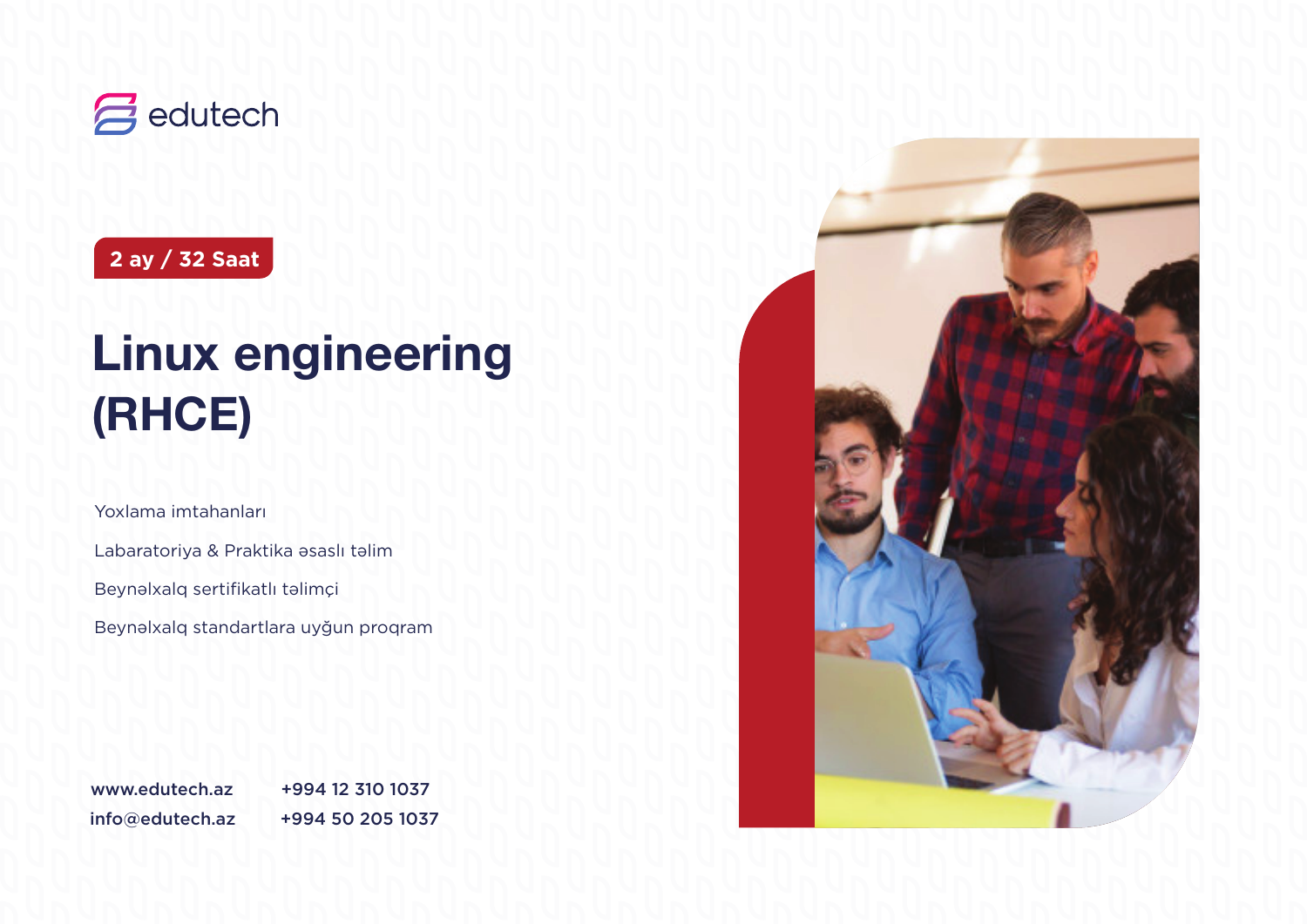edutech

**2 ay / 32 Saat**

# Linux engineering (RHCE)

Yoxlama imtahanları

Labaratoriya & Praktika əsaslı təlim

Beynəlxalq sertifikatlı təlimçi

Beynəlxalq standartlara uyğun proqram

**www.edutech.az**
**info@edutech.az**

**+994 12 310 1037**
**+994 50 205 1037**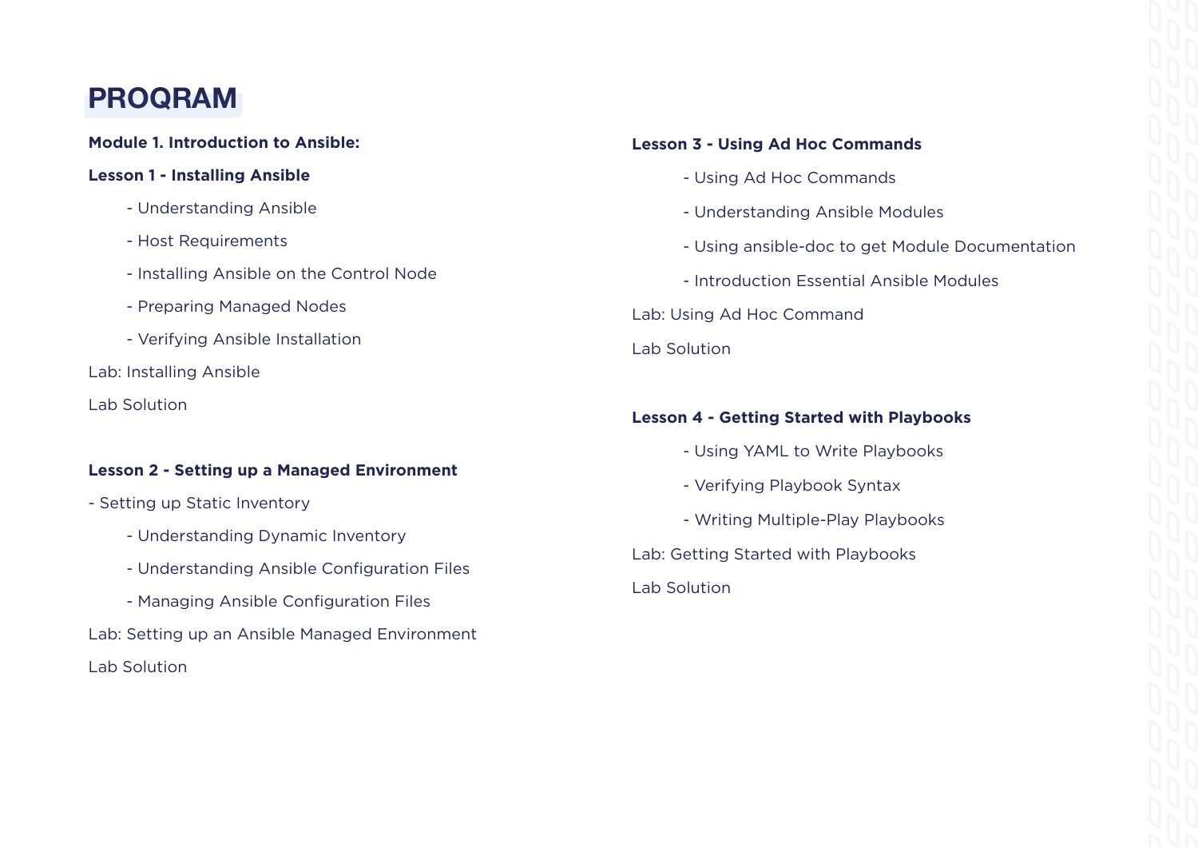# PROQRAM

**Module 1. Introduction to Ansible:**

**Lesson 1 - Installing Ansible**

- Understanding Ansible
- Host Requirements
- Installing Ansible on the Control Node
- Preparing Managed Nodes
- Verifying Ansible Installation

Lab: Installing Ansible

Lab Solution

**Lesson 2 - Setting up a Managed Environment**

- Setting up Static Inventory
- Understanding Dynamic Inventory
- Understanding Ansible Configuration Files
- Managing Ansible Configuration Files

Lab: Setting up an Ansible Managed Environment

Lab Solution

**Lesson 3 - Using Ad Hoc Commands**

- Using Ad Hoc Commands
- Understanding Ansible Modules
- Using ansible-doc to get Module Documentation
- Introduction Essential Ansible Modules

Lab: Using Ad Hoc Command

Lab Solution

**Lesson 4 - Getting Started with Playbooks**

- Using YAML to Write Playbooks
- Verifying Playbook Syntax
- Writing Multiple-Play Playbooks

Lab: Getting Started with Playbooks

Lab Solution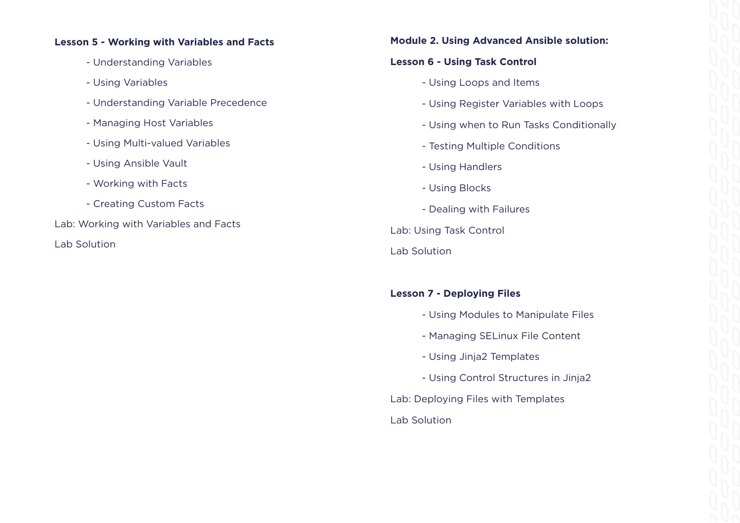**Lesson 5 - Working with Variables and Facts**

- Understanding Variables
- Using Variables
- Understanding Variable Precedence
- Managing Host Variables
- Using Multi-valued Variables
- Using Ansible Vault
- Working with Facts
- Creating Custom Facts

Lab: Working with Variables and Facts

Lab Solution

**Module 2. Using Advanced Ansible solution:**

**Lesson 6 - Using Task Control**

- Using Loops and Items
- Using Register Variables with Loops
- Using when to Run Tasks Conditionally
- Testing Multiple Conditions
- Using Handlers
- Using Blocks
- Dealing with Failures

Lab: Using Task Control

Lab Solution

**Lesson 7 - Deploying Files**

- Using Modules to Manipulate Files
- Managing SELinux File Content
- Using Jinja2 Templates
- Using Control Structures in Jinja2

Lab: Deploying Files with Templates

Lab Solution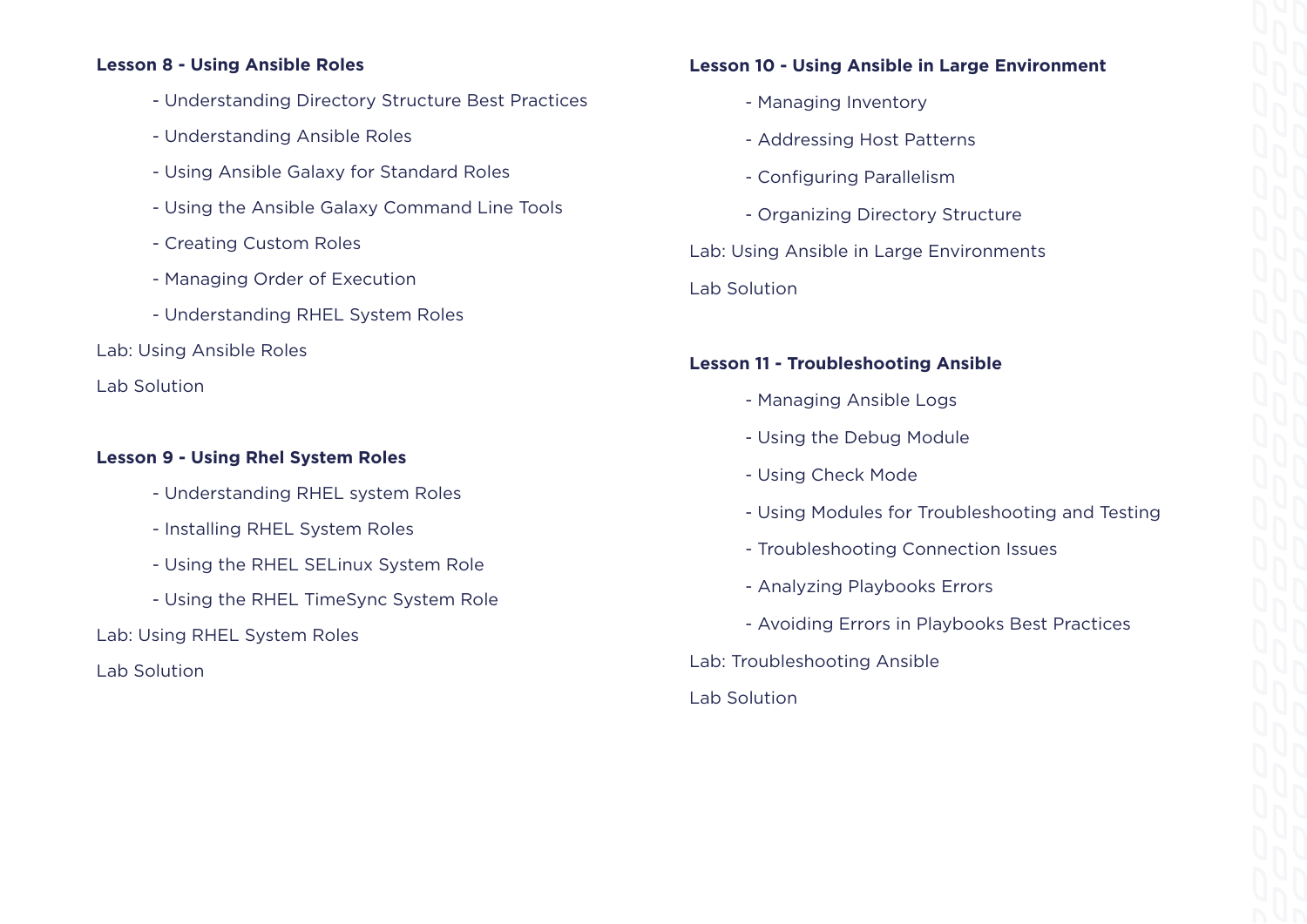**Lesson 8 - Using Ansible Roles**

- Understanding Directory Structure Best Practices
- Understanding Ansible Roles
- Using Ansible Galaxy for Standard Roles
- Using the Ansible Galaxy Command Line Tools
- Creating Custom Roles
- Managing Order of Execution
- Understanding RHEL System Roles

Lab: Using Ansible Roles

Lab Solution

**Lesson 9 - Using Rhel System Roles**

- Understanding RHEL system Roles
- Installing RHEL System Roles
- Using the RHEL SELinux System Role
- Using the RHEL TimeSync System Role

Lab: Using RHEL System Roles

Lab Solution

**Lesson 10 - Using Ansible in Large Environment**

- Managing Inventory
- Addressing Host Patterns
- Configuring Parallelism
- Organizing Directory Structure

Lab: Using Ansible in Large Environments

Lab Solution

**Lesson 11 - Troubleshooting Ansible**

- Managing Ansible Logs
- Using the Debug Module
- Using Check Mode
- Using Modules for Troubleshooting and Testing
- Troubleshooting Connection Issues
- Analyzing Playbooks Errors
- Avoiding Errors in Playbooks Best Practices

Lab: Troubleshooting Ansible

Lab Solution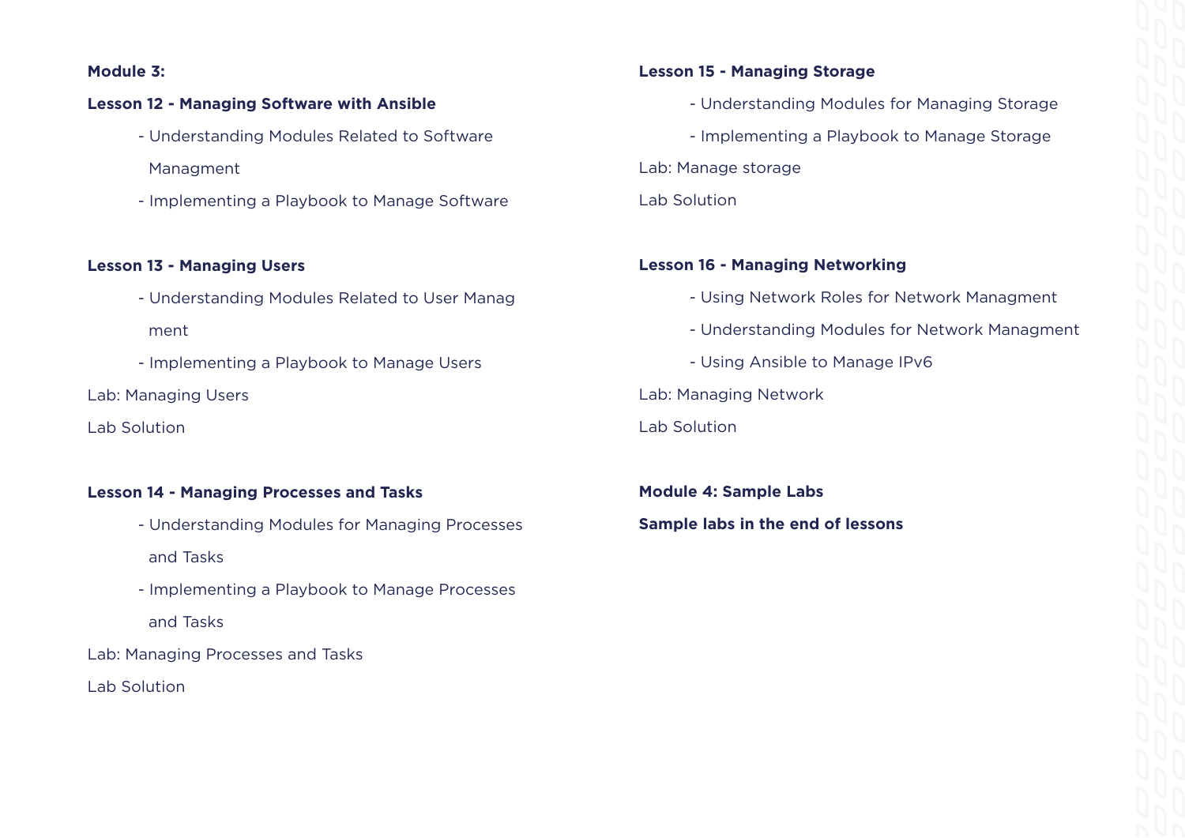**Module 3:**

**Lesson 12 - Managing Software with Ansible**

- Understanding Modules Related to Software Managment
- Implementing a Playbook to Manage Software

**Lesson 13 - Managing Users**

- Understanding Modules Related to User Managment
- Implementing a Playbook to Manage Users

Lab: Managing Users

Lab Solution

**Lesson 14 - Managing Processes and Tasks**

- Understanding Modules for Managing Processes and Tasks
- Implementing a Playbook to Manage Processes and Tasks

Lab: Managing Processes and Tasks

Lab Solution

**Lesson 15 - Managing Storage**

- Understanding Modules for Managing Storage
- Implementing a Playbook to Manage Storage

Lab: Manage storage

Lab Solution

**Lesson 16 - Managing Networking**

- Using Network Roles for Network Managment
- Understanding Modules for Network Managment
- Using Ansible to Manage IPv6

Lab: Managing Network

Lab Solution

**Module 4: Sample Labs**

**Sample labs in the end of lessons**